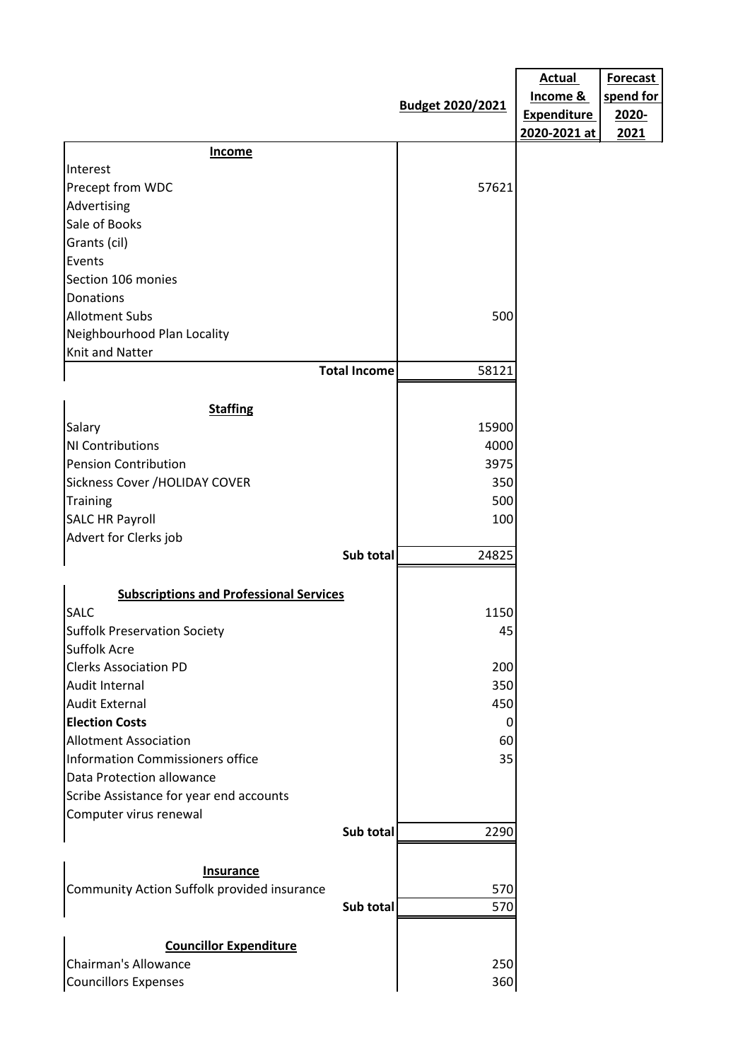| | Budget 2020/2021 | Actual Income & Expenditure 2020-2021 at | Forecast spend for 2020-2021 |
|---|---|---|---|
| **Income** | | | |
| Interest | | | |
| Precept from WDC | 57621 | | |
| Advertising | | | |
| Sale of Books | | | |
| Grants (cil) | | | |
| Events | | | |
| Section 106 monies | | | |
| Donations | | | |
| Allotment Subs | 500 | | |
| Neighbourhood Plan Locality | | | |
| Knit and Natter | | | |
| **Total Income** | 58121 | | |
| | | | |
| **Staffing** | | | |
| Salary | 15900 | | |
| NI Contributions | 4000 | | |
| Pension Contribution | 3975 | | |
| Sickness Cover /HOLIDAY COVER | 350 | | |
| Training | 500 | | |
| SALC HR Payroll | 100 | | |
| Advert for Clerks job | | | |
| **Sub total** | 24825 | | |
| | | | |
| **Subscriptions and Professional Services** | | | |
| SALC | 1150 | | |
| Suffolk Preservation Society | 45 | | |
| Suffolk Acre | | | |
| Clerks Association PD | 200 | | |
| Audit Internal | 350 | | |
| Audit External | 450 | | |
| **Election Costs** | 0 | | |
| Allotment Association | 60 | | |
| Information Commissioners office | 35 | | |
| Data Protection allowance | | | |
| Scribe Assistance for year end accounts | | | |
| Computer virus renewal | | | |
| **Sub total** | 2290 | | |
| | | | |
| **Insurance** | | | |
| Community Action Suffolk provided insurance | 570 | | |
| **Sub total** | 570 | | |
| | | | |
| **Councillor Expenditure** | | | |
| Chairman's Allowance | 250 | | |
| Councillors Expenses | 360 | | |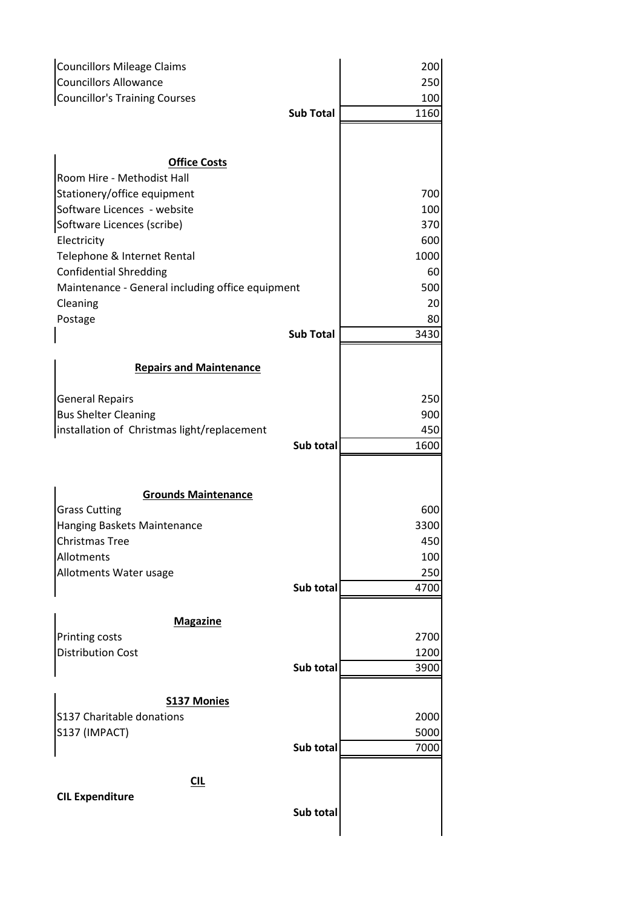| | | |
|---|---|---|
| Councillors Mileage Claims | | 200 |
| Councillors Allowance | | 250 |
| Councillor's Training Courses | | 100 |
| | **Sub Total** | 1160 |
| | | |
| **Office Costs** | | |
| Room Hire - Methodist Hall | | |
| Stationery/office equipment | | 700 |
| Software Licences - website | | 100 |
| Software Licences (scribe) | | 370 |
| Electricity | | 600 |
| Telephone & Internet Rental | | 1000 |
| Confidential Shredding | | 60 |
| Maintenance - General including office equipment | | 500 |
| Cleaning | | 20 |
| Postage | | 80 |
| | **Sub Total** | 3430 |
| | | |
| **Repairs and Maintenance** | | |
| General Repairs | | 250 |
| Bus Shelter Cleaning | | 900 |
| installation of Christmas light/replacement | | 450 |
| | **Sub total** | 1600 |
| | | |
| **Grounds Maintenance** | | |
| Grass Cutting | | 600 |
| Hanging Baskets Maintenance | | 3300 |
| Christmas Tree | | 450 |
| Allotments | | 100 |
| Allotments Water usage | | 250 |
| | **Sub total** | 4700 |
| | | |
| **Magazine** | | |
| Printing costs | | 2700 |
| Distribution Cost | | 1200 |
| | **Sub total** | 3900 |
| | | |
| **S137 Monies** | | |
| S137 Charitable donations | | 2000 |
| S137 (IMPACT) | | 5000 |
| | **Sub total** | 7000 |
| | | |
| **CIL** | | |
| **CIL Expenditure** | | |
| | **Sub total** | |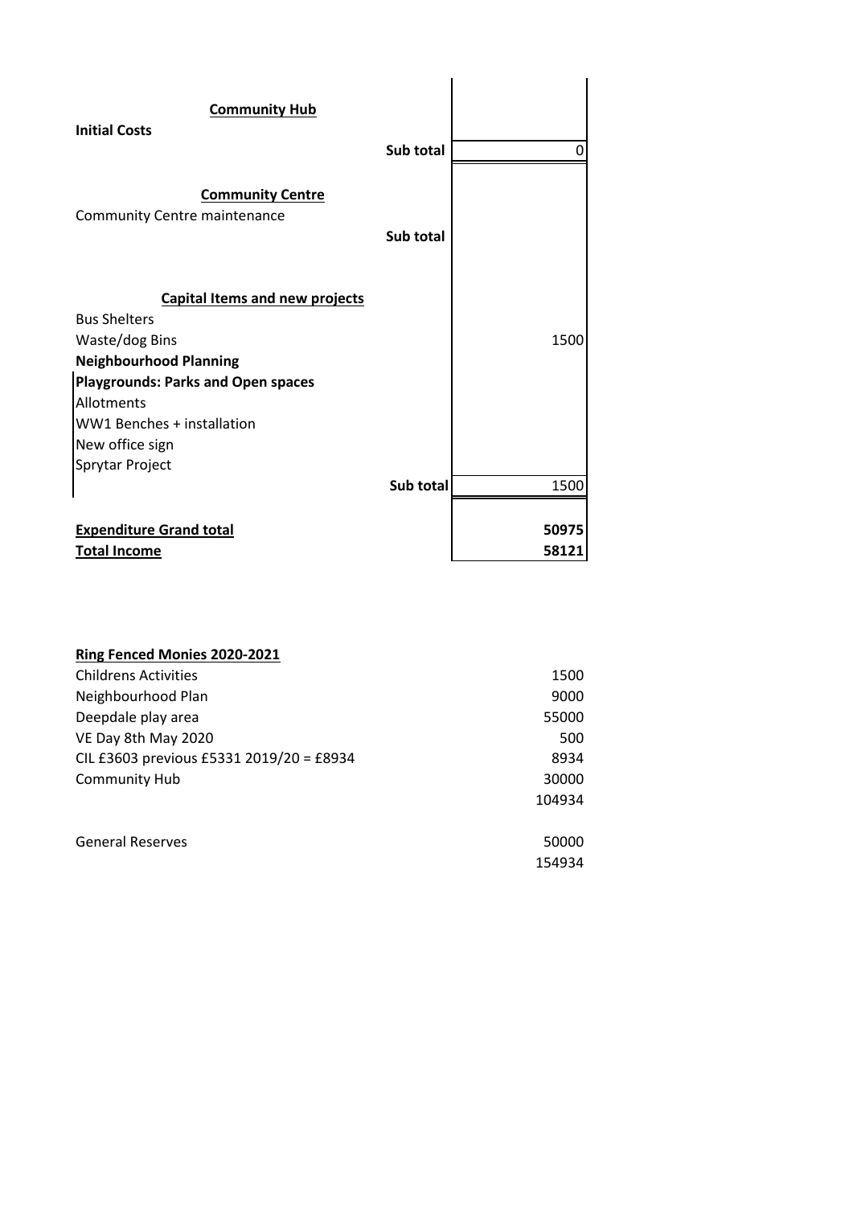| | | |
|---|---|---|
| **Community Hub** | | |
| **Initial Costs** | | |
| | **Sub total** | 0 |
| | | |
| **Community Centre** | | |
| Community Centre maintenance | | |
| | **Sub total** | |
| | | |
| **Capital Items and new projects** | | |
| Bus Shelters | | |
| Waste/dog Bins | | 1500 |
| **Neighbourhood Planning** | | |
| **Playgrounds: Parks and Open spaces** | | |
| Allotments | | |
| WW1 Benches + installation | | |
| New office sign | | |
| Sprytar Project | | |
| | **Sub total** | 1500 |
| | | |
| **Expenditure Grand total** | | **50975** |
| **Total Income** | | **58121** |

**Ring Fenced Monies 2020-2021**

| | |
|---|---|
| Childrens Activities | 1500 |
| Neighbourhood Plan | 9000 |
| Deepdale play area | 55000 |
| VE Day 8th May 2020 | 500 |
| CIL £3603 previous £5331 2019/20 = £8934 | 8934 |
| Community Hub | 30000 |
| | 104934 |
| | |
| General Reserves | 50000 |
| | 154934 |